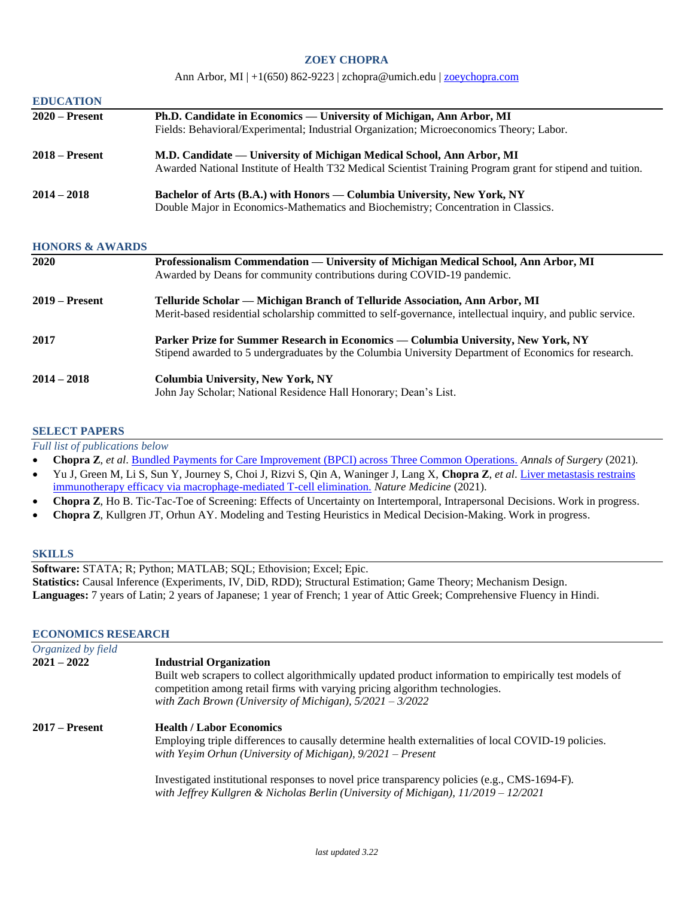# ZOEY CHOPRA

Ann Arbor, MI | +1(650) 862-9223 | zchopra@umich.edu | [zoeychopra.com](zoeychopra.com)

## EDUCATION

**2020 – Present** — **Ph.D. Candidate in Economics — University of Michigan, Ann Arbor, MI**
Fields: Behavioral/Experimental; Industrial Organization; Microeconomics Theory; Labor.

**2018 – Present** — **M.D. Candidate — University of Michigan Medical School, Ann Arbor, MI**
Awarded National Institute of Health T32 Medical Scientist Training Program grant for stipend and tuition.

**2014 – 2018** — **Bachelor of Arts (B.A.) with Honors — Columbia University, New York, NY**
Double Major in Economics-Mathematics and Biochemistry; Concentration in Classics.

## HONORS & AWARDS

**2020** — **Professionalism Commendation — University of Michigan Medical School, Ann Arbor, MI**
Awarded by Deans for community contributions during COVID-19 pandemic.

**2019 – Present** — **Telluride Scholar — Michigan Branch of Telluride Association, Ann Arbor, MI**
Merit-based residential scholarship committed to self-governance, intellectual inquiry, and public service.

**2017** — **Parker Prize for Summer Research in Economics — Columbia University, New York, NY**
Stipend awarded to 5 undergraduates by the Columbia University Department of Economics for research.

**2014 – 2018** — **Columbia University, New York, NY**
John Jay Scholar; National Residence Hall Honorary; Dean's List.

## SELECT PAPERS

*Full list of publications below*

- **Chopra Z**, *et al*. Bundled Payments for Care Improvement (BPCI) across Three Common Operations. *Annals of Surgery* (2021).
- Yu J, Green M, Li S, Sun Y, Journey S, Choi J, Rizvi S, Qin A, Waninger J, Lang X, **Chopra Z**, *et al*. Liver metastasis restrains immunotherapy efficacy via macrophage-mediated T-cell elimination. *Nature Medicine* (2021).
- **Chopra Z**, Ho B. Tic-Tac-Toe of Screening: Effects of Uncertainty on Intertemporal, Intrapersonal Decisions. Work in progress.
- **Chopra Z**, Kullgren JT, Orhun AY. Modeling and Testing Heuristics in Medical Decision-Making. Work in progress.

## SKILLS

**Software:** STATA; R; Python; MATLAB; SQL; Ethovision; Excel; Epic.
**Statistics:** Causal Inference (Experiments, IV, DiD, RDD); Structural Estimation; Game Theory; Mechanism Design.
**Languages:** 7 years of Latin; 2 years of Japanese; 1 year of French; 1 year of Attic Greek; Comprehensive Fluency in Hindi.

## ECONOMICS RESEARCH

*Organized by field*

**2021 – 2022** — **Industrial Organization**
Built web scrapers to collect algorithmically updated product information to empirically test models of competition among retail firms with varying pricing algorithm technologies.
*with Zach Brown (University of Michigan), 5/2021 – 3/2022*

**2017 – Present** — **Health / Labor Economics**
Employing triple differences to causally determine health externalities of local COVID-19 policies.
*with Yeşim Orhun (University of Michigan), 9/2021 – Present*

Investigated institutional responses to novel price transparency policies (e.g., CMS-1694-F).
*with Jeffrey Kullgren & Nicholas Berlin (University of Michigan), 11/2019 – 12/2021*

*last updated 3.22*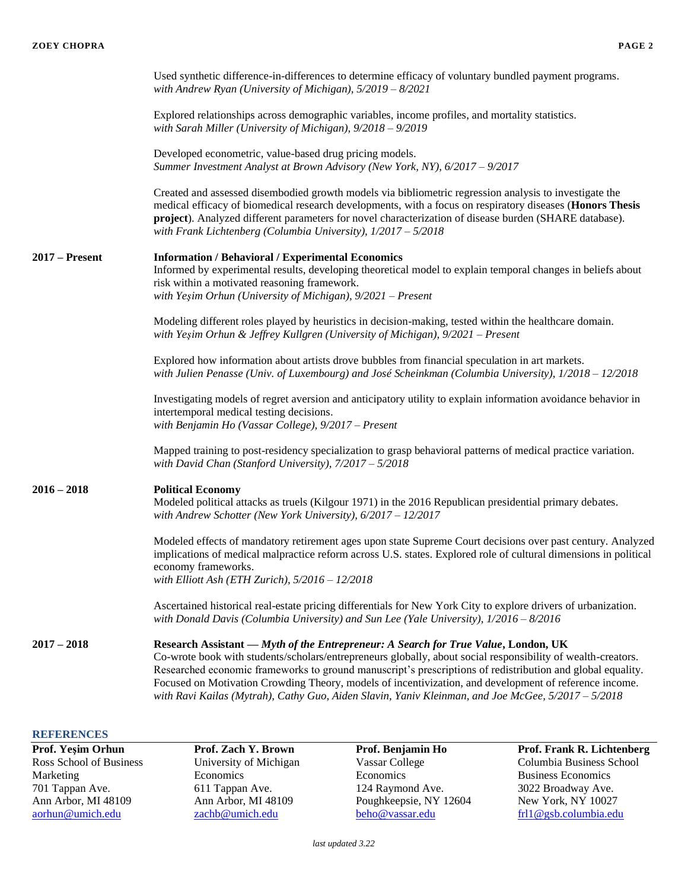Used synthetic difference-in-differences to determine efficacy of voluntary bundled payment programs.
*with Andrew Ryan (University of Michigan), 5/2019 – 8/2021*

Explored relationships across demographic variables, income profiles, and mortality statistics.
*with Sarah Miller (University of Michigan), 9/2018 – 9/2019*

Developed econometric, value-based drug pricing models.
*Summer Investment Analyst at Brown Advisory (New York, NY), 6/2017 – 9/2017*

Created and assessed disembodied growth models via bibliometric regression analysis to investigate the medical efficacy of biomedical research developments, with a focus on respiratory diseases (**Honors Thesis project**). Analyzed different parameters for novel characterization of disease burden (SHARE database).
*with Frank Lichtenberg (Columbia University), 1/2017 – 5/2018*

**2017 – Present** — **Information / Behavioral / Experimental Economics**

Informed by experimental results, developing theoretical model to explain temporal changes in beliefs about risk within a motivated reasoning framework.
*with Yeşim Orhun (University of Michigan), 9/2021 – Present*

Modeling different roles played by heuristics in decision-making, tested within the healthcare domain.
*with Yeşim Orhun & Jeffrey Kullgren (University of Michigan), 9/2021 – Present*

Explored how information about artists drove bubbles from financial speculation in art markets.
*with Julien Penasse (Univ. of Luxembourg) and José Scheinkman (Columbia University), 1/2018 – 12/2018*

Investigating models of regret aversion and anticipatory utility to explain information avoidance behavior in intertemporal medical testing decisions.
*with Benjamin Ho (Vassar College), 9/2017 – Present*

Mapped training to post-residency specialization to grasp behavioral patterns of medical practice variation.
*with David Chan (Stanford University), 7/2017 – 5/2018*

**2016 – 2018** — **Political Economy**

Modeled political attacks as truels (Kilgour 1971) in the 2016 Republican presidential primary debates.
*with Andrew Schotter (New York University), 6/2017 – 12/2017*

Modeled effects of mandatory retirement ages upon state Supreme Court decisions over past century. Analyzed implications of medical malpractice reform across U.S. states. Explored role of cultural dimensions in political economy frameworks.
*with Elliott Ash (ETH Zurich), 5/2016 – 12/2018*

Ascertained historical real-estate pricing differentials for New York City to explore drivers of urbanization.
*with Donald Davis (Columbia University) and Sun Lee (Yale University), 1/2016 – 8/2016*

**2017 – 2018** — **Research Assistant — *Myth of the Entrepreneur: A Search for True Value*, London, UK**

Co-wrote book with students/scholars/entrepreneurs globally, about social responsibility of wealth-creators. Researched economic frameworks to ground manuscript's prescriptions of redistribution and global equality. Focused on Motivation Crowding Theory, models of incentivization, and development of reference income.
*with Ravi Kailas (Mytrah), Cathy Guo, Aiden Slavin, Yaniv Kleinman, and Joe McGee, 5/2017 – 5/2018*

## REFERENCES

**Prof. Yeşim Orhun**
Ross School of Business
Marketing
701 Tappan Ave.
Ann Arbor, MI 48109
aorhun@umich.edu

**Prof. Zach Y. Brown**
University of Michigan
Economics
611 Tappan Ave.
Ann Arbor, MI 48109
zachb@umich.edu

**Prof. Benjamin Ho**
Vassar College
Economics
124 Raymond Ave.
Poughkeepsie, NY 12604
beho@vassar.edu

**Prof. Frank R. Lichtenberg**
Columbia Business School
Business Economics
3022 Broadway Ave.
New York, NY 10027
frl1@gsb.columbia.edu

*last updated 3.22*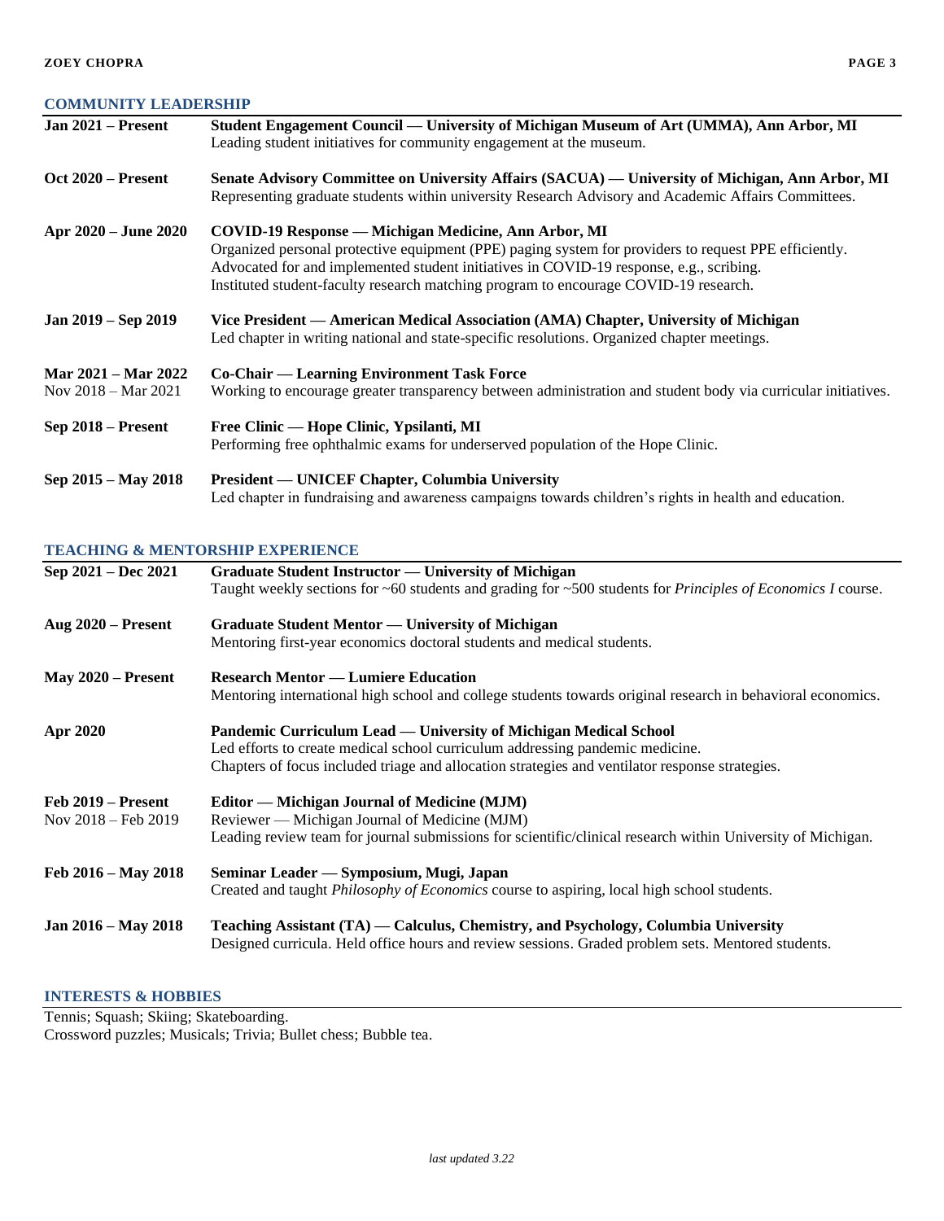## COMMUNITY LEADERSHIP

**Jan 2021 – Present**
**Student Engagement Council — University of Michigan Museum of Art (UMMA), Ann Arbor, MI**
Leading student initiatives for community engagement at the museum.

**Oct 2020 – Present**
**Senate Advisory Committee on University Affairs (SACUA) — University of Michigan, Ann Arbor, MI**
Representing graduate students within university Research Advisory and Academic Affairs Committees.

**Apr 2020 – June 2020**
**COVID-19 Response — Michigan Medicine, Ann Arbor, MI**
Organized personal protective equipment (PPE) paging system for providers to request PPE efficiently.
Advocated for and implemented student initiatives in COVID-19 response, e.g., scribing.
Instituted student-faculty research matching program to encourage COVID-19 research.

**Jan 2019 – Sep 2019**
**Vice President — American Medical Association (AMA) Chapter, University of Michigan**
Led chapter in writing national and state-specific resolutions. Organized chapter meetings.

**Mar 2021 – Mar 2022**
Nov 2018 – Mar 2021
**Co-Chair — Learning Environment Task Force**
Working to encourage greater transparency between administration and student body via curricular initiatives.

**Sep 2018 – Present**
**Free Clinic — Hope Clinic, Ypsilanti, MI**
Performing free ophthalmic exams for underserved population of the Hope Clinic.

**Sep 2015 – May 2018**
**President — UNICEF Chapter, Columbia University**
Led chapter in fundraising and awareness campaigns towards children's rights in health and education.

## TEACHING & MENTORSHIP EXPERIENCE

**Sep 2021 – Dec 2021**
**Graduate Student Instructor — University of Michigan**
Taught weekly sections for ~60 students and grading for ~500 students for *Principles of Economics I* course.

**Aug 2020 – Present**
**Graduate Student Mentor — University of Michigan**
Mentoring first-year economics doctoral students and medical students.

**May 2020 – Present**
**Research Mentor — Lumiere Education**
Mentoring international high school and college students towards original research in behavioral economics.

**Apr 2020**
**Pandemic Curriculum Lead — University of Michigan Medical School**
Led efforts to create medical school curriculum addressing pandemic medicine.
Chapters of focus included triage and allocation strategies and ventilator response strategies.

**Feb 2019 – Present**
Nov 2018 – Feb 2019
**Editor — Michigan Journal of Medicine (MJM)**
Reviewer — Michigan Journal of Medicine (MJM)
Leading review team for journal submissions for scientific/clinical research within University of Michigan.

**Feb 2016 – May 2018**
**Seminar Leader — Symposium, Mugi, Japan**
Created and taught *Philosophy of Economics* course to aspiring, local high school students.

**Jan 2016 – May 2018**
**Teaching Assistant (TA) — Calculus, Chemistry, and Psychology, Columbia University**
Designed curricula. Held office hours and review sessions. Graded problem sets. Mentored students.

## INTERESTS & HOBBIES

Tennis; Squash; Skiing; Skateboarding.
Crossword puzzles; Musicals; Trivia; Bullet chess; Bubble tea.

*last updated 3.22*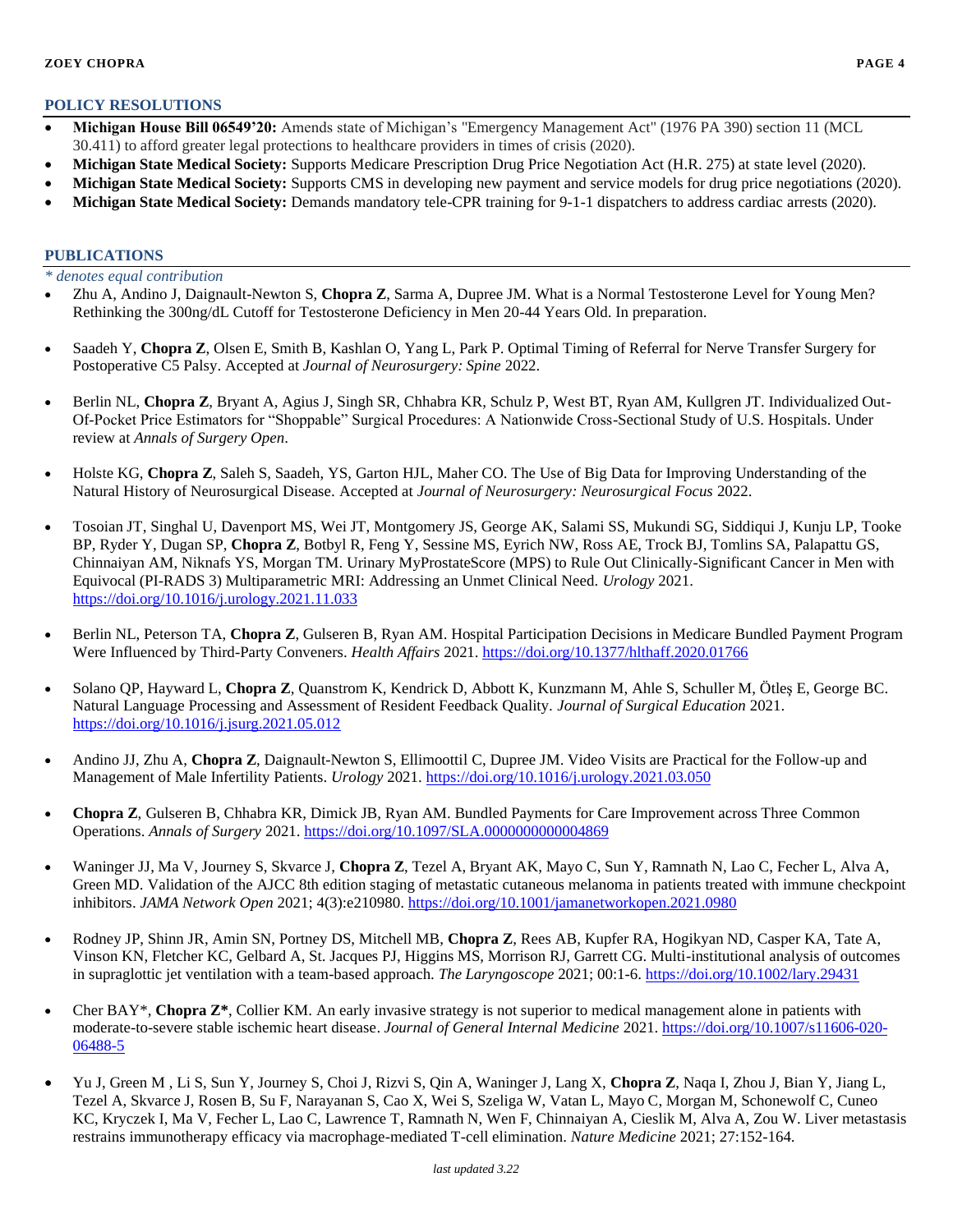## POLICY RESOLUTIONS

- **Michigan House Bill 06549'20:** Amends state of Michigan's "Emergency Management Act" (1976 PA 390) section 11 (MCL 30.411) to afford greater legal protections to healthcare providers in times of crisis (2020).
- **Michigan State Medical Society:** Supports Medicare Prescription Drug Price Negotiation Act (H.R. 275) at state level (2020).
- **Michigan State Medical Society:** Supports CMS in developing new payment and service models for drug price negotiations (2020).
- **Michigan State Medical Society:** Demands mandatory tele-CPR training for 9-1-1 dispatchers to address cardiac arrests (2020).

## PUBLICATIONS

*\* denotes equal contribution*

- Zhu A, Andino J, Daignault-Newton S, **Chopra Z**, Sarma A, Dupree JM. What is a Normal Testosterone Level for Young Men? Rethinking the 300ng/dL Cutoff for Testosterone Deficiency in Men 20-44 Years Old. In preparation.

- Saadeh Y, **Chopra Z**, Olsen E, Smith B, Kashlan O, Yang L, Park P. Optimal Timing of Referral for Nerve Transfer Surgery for Postoperative C5 Palsy. Accepted at *Journal of Neurosurgery: Spine* 2022.

- Berlin NL, **Chopra Z**, Bryant A, Agius J, Singh SR, Chhabra KR, Schulz P, West BT, Ryan AM, Kullgren JT. Individualized Out-Of-Pocket Price Estimators for "Shoppable" Surgical Procedures: A Nationwide Cross-Sectional Study of U.S. Hospitals. Under review at *Annals of Surgery Open*.

- Holste KG, **Chopra Z**, Saleh S, Saadeh, YS, Garton HJL, Maher CO. The Use of Big Data for Improving Understanding of the Natural History of Neurosurgical Disease. Accepted at *Journal of Neurosurgery: Neurosurgical Focus* 2022.

- Tosoian JT, Singhal U, Davenport MS, Wei JT, Montgomery JS, George AK, Salami SS, Mukundi SG, Siddiqui J, Kunju LP, Tooke BP, Ryder Y, Dugan SP, **Chopra Z**, Botbyl R, Feng Y, Sessine MS, Eyrich NW, Ross AE, Trock BJ, Tomlins SA, Palapattu GS, Chinnaiyan AM, Niknafs YS, Morgan TM. Urinary MyProstateScore (MPS) to Rule Out Clinically-Significant Cancer in Men with Equivocal (PI-RADS 3) Multiparametric MRI: Addressing an Unmet Clinical Need. *Urology* 2021. https://doi.org/10.1016/j.urology.2021.11.033

- Berlin NL, Peterson TA, **Chopra Z**, Gulseren B, Ryan AM. Hospital Participation Decisions in Medicare Bundled Payment Program Were Influenced by Third-Party Conveners. *Health Affairs* 2021. https://doi.org/10.1377/hlthaff.2020.01766

- Solano QP, Hayward L, **Chopra Z**, Quanstrom K, Kendrick D, Abbott K, Kunzmann M, Ahle S, Schuller M, Ötleş E, George BC. Natural Language Processing and Assessment of Resident Feedback Quality. *Journal of Surgical Education* 2021. https://doi.org/10.1016/j.jsurg.2021.05.012

- Andino JJ, Zhu A, **Chopra Z**, Daignault-Newton S, Ellimoottil C, Dupree JM. Video Visits are Practical for the Follow-up and Management of Male Infertility Patients. *Urology* 2021. https://doi.org/10.1016/j.urology.2021.03.050

- **Chopra Z**, Gulseren B, Chhabra KR, Dimick JB, Ryan AM. Bundled Payments for Care Improvement across Three Common Operations. *Annals of Surgery* 2021. https://doi.org/10.1097/SLA.0000000000004869

- Waninger JJ, Ma V, Journey S, Skvarce J, **Chopra Z**, Tezel A, Bryant AK, Mayo C, Sun Y, Ramnath N, Lao C, Fecher L, Alva A, Green MD. Validation of the AJCC 8th edition staging of metastatic cutaneous melanoma in patients treated with immune checkpoint inhibitors. *JAMA Network Open* 2021; 4(3):e210980. https://doi.org/10.1001/jamanetworkopen.2021.0980

- Rodney JP, Shinn JR, Amin SN, Portney DS, Mitchell MB, **Chopra Z**, Rees AB, Kupfer RA, Hogikyan ND, Casper KA, Tate A, Vinson KN, Fletcher KC, Gelbard A, St. Jacques PJ, Higgins MS, Morrison RJ, Garrett CG. Multi-institutional analysis of outcomes in supraglottic jet ventilation with a team-based approach. *The Laryngoscope* 2021; 00:1-6. https://doi.org/10.1002/lary.29431

- Cher BAY\*, **Chopra Z\***, Collier KM. An early invasive strategy is not superior to medical management alone in patients with moderate-to-severe stable ischemic heart disease. *Journal of General Internal Medicine* 2021. https://doi.org/10.1007/s11606-020-06488-5

- Yu J, Green M , Li S, Sun Y, Journey S, Choi J, Rizvi S, Qin A, Waninger J, Lang X, **Chopra Z**, Naqa I, Zhou J, Bian Y, Jiang L, Tezel A, Skvarce J, Rosen B, Su F, Narayanan S, Cao X, Wei S, Szeliga W, Vatan L, Mayo C, Morgan M, Schonewolf C, Cuneo KC, Kryczek I, Ma V, Fecher L, Lao C, Lawrence T, Ramnath N, Wen F, Chinnaiyan A, Cieslik M, Alva A, Zou W. Liver metastasis restrains immunotherapy efficacy via macrophage-mediated T-cell elimination. *Nature Medicine* 2021; 27:152-164.

*last updated 3.22*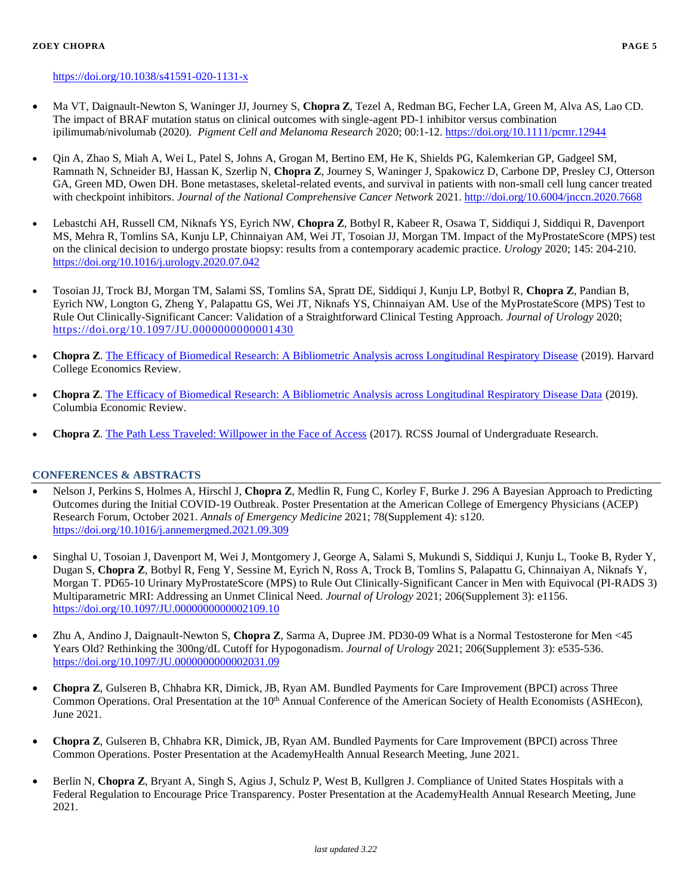https://doi.org/10.1038/s41591-020-1131-x

- Ma VT, Daignault-Newton S, Waninger JJ, Journey S, **Chopra Z**, Tezel A, Redman BG, Fecher LA, Green M, Alva AS, Lao CD. The impact of BRAF mutation status on clinical outcomes with single-agent PD-1 inhibitor versus combination ipilimumab/nivolumab (2020). *Pigment Cell and Melanoma Research* 2020; 00:1-12. https://doi.org/10.1111/pcmr.12944

- Qin A, Zhao S, Miah A, Wei L, Patel S, Johns A, Grogan M, Bertino EM, He K, Shields PG, Kalemkerian GP, Gadgeel SM, Ramnath N, Schneider BJ, Hassan K, Szerlip N, **Chopra Z**, Journey S, Waninger J, Spakowicz D, Carbone DP, Presley CJ, Otterson GA, Green MD, Owen DH. Bone metastases, skeletal-related events, and survival in patients with non-small cell lung cancer treated with checkpoint inhibitors. *Journal of the National Comprehensive Cancer Network* 2021. http://doi.org/10.6004/jnccn.2020.7668

- Lebastchi AH, Russell CM, Niknafs YS, Eyrich NW, **Chopra Z**, Botbyl R, Kabeer R, Osawa T, Siddiqui J, Siddiqui R, Davenport MS, Mehra R, Tomlins SA, Kunju LP, Chinnaiyan AM, Wei JT, Tosoian JJ, Morgan TM. Impact of the MyProstateScore (MPS) test on the clinical decision to undergo prostate biopsy: results from a contemporary academic practice. *Urology* 2020; 145: 204-210. https://doi.org/10.1016/j.urology.2020.07.042

- Tosoian JJ, Trock BJ, Morgan TM, Salami SS, Tomlins SA, Spratt DE, Siddiqui J, Kunju LP, Botbyl R, **Chopra Z**, Pandian B, Eyrich NW, Longton G, Zheng Y, Palapattu GS, Wei JT, Niknafs YS, Chinnaiyan AM. Use of the MyProstateScore (MPS) Test to Rule Out Clinically-Significant Cancer: Validation of a Straightforward Clinical Testing Approach. *Journal of Urology* 2020; https://doi.org/10.1097/JU.0000000000001430

- **Chopra Z**. The Efficacy of Biomedical Research: A Bibliometric Analysis across Longitudinal Respiratory Disease (2019). Harvard College Economics Review.

- **Chopra Z**. The Efficacy of Biomedical Research: A Bibliometric Analysis across Longitudinal Respiratory Disease Data (2019). Columbia Economic Review.

- **Chopra Z**. The Path Less Traveled: Willpower in the Face of Access (2017). RCSS Journal of Undergraduate Research.

## CONFERENCES & ABSTRACTS

- Nelson J, Perkins S, Holmes A, Hirschl J, **Chopra Z**, Medlin R, Fung C, Korley F, Burke J. 296 A Bayesian Approach to Predicting Outcomes during the Initial COVID-19 Outbreak. Poster Presentation at the American College of Emergency Physicians (ACEP) Research Forum, October 2021. *Annals of Emergency Medicine* 2021; 78(Supplement 4): s120. https://doi.org/10.1016/j.annemergmed.2021.09.309

- Singhal U, Tosoian J, Davenport M, Wei J, Montgomery J, George A, Salami S, Mukundi S, Siddiqui J, Kunju L, Tooke B, Ryder Y, Dugan S, **Chopra Z**, Botbyl R, Feng Y, Sessine M, Eyrich N, Ross A, Trock B, Tomlins S, Palapattu G, Chinnaiyan A, Niknafs Y, Morgan T. PD65-10 Urinary MyProstateScore (MPS) to Rule Out Clinically-Significant Cancer in Men with Equivocal (PI-RADS 3) Multiparametric MRI: Addressing an Unmet Clinical Need. *Journal of Urology* 2021; 206(Supplement 3): e1156. https://doi.org/10.1097/JU.0000000000002109.10

- Zhu A, Andino J, Daignault-Newton S, **Chopra Z**, Sarma A, Dupree JM. PD30-09 What is a Normal Testosterone for Men <45 Years Old? Rethinking the 300ng/dL Cutoff for Hypogonadism. *Journal of Urology* 2021; 206(Supplement 3): e535-536. https://doi.org/10.1097/JU.0000000000002031.09

- **Chopra Z**, Gulseren B, Chhabra KR, Dimick, JB, Ryan AM. Bundled Payments for Care Improvement (BPCI) across Three Common Operations. Oral Presentation at the 10th Annual Conference of the American Society of Health Economists (ASHEcon), June 2021.

- **Chopra Z**, Gulseren B, Chhabra KR, Dimick, JB, Ryan AM. Bundled Payments for Care Improvement (BPCI) across Three Common Operations. Poster Presentation at the AcademyHealth Annual Research Meeting, June 2021.

- Berlin N, **Chopra Z**, Bryant A, Singh S, Agius J, Schulz P, West B, Kullgren J. Compliance of United States Hospitals with a Federal Regulation to Encourage Price Transparency. Poster Presentation at the AcademyHealth Annual Research Meeting, June 2021.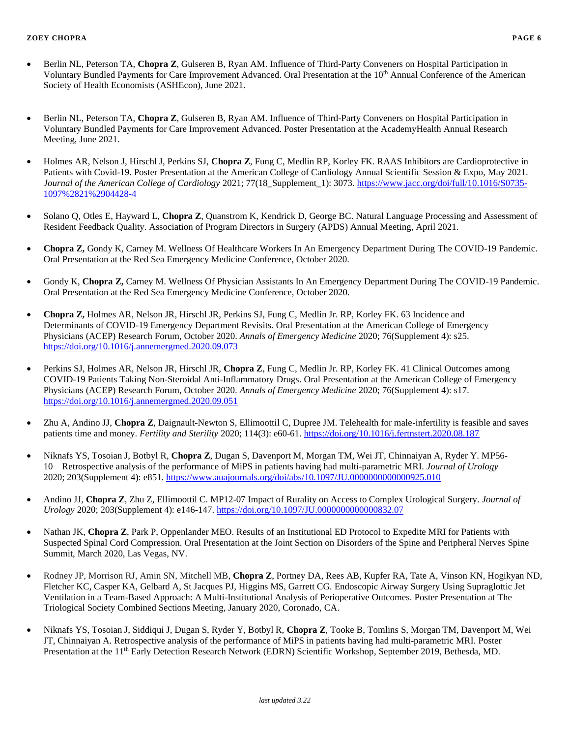- Berlin NL, Peterson TA, **Chopra Z**, Gulseren B, Ryan AM. Influence of Third-Party Conveners on Hospital Participation in Voluntary Bundled Payments for Care Improvement Advanced. Oral Presentation at the 10th Annual Conference of the American Society of Health Economists (ASHEcon), June 2021.

- Berlin NL, Peterson TA, **Chopra Z**, Gulseren B, Ryan AM. Influence of Third-Party Conveners on Hospital Participation in Voluntary Bundled Payments for Care Improvement Advanced. Poster Presentation at the AcademyHealth Annual Research Meeting, June 2021.

- Holmes AR, Nelson J, Hirschl J, Perkins SJ, **Chopra Z**, Fung C, Medlin RP, Korley FK. RAAS Inhibitors are Cardioprotective in Patients with Covid-19. Poster Presentation at the American College of Cardiology Annual Scientific Session & Expo, May 2021. *Journal of the American College of Cardiology* 2021; 77(18_Supplement_1): 3073. https://www.jacc.org/doi/full/10.1016/S0735-1097%2821%2904428-4

- Solano Q, Otles E, Hayward L, **Chopra Z**, Quanstrom K, Kendrick D, George BC. Natural Language Processing and Assessment of Resident Feedback Quality. Association of Program Directors in Surgery (APDS) Annual Meeting, April 2021.

- **Chopra Z,** Gondy K, Carney M. Wellness Of Healthcare Workers In An Emergency Department During The COVID-19 Pandemic. Oral Presentation at the Red Sea Emergency Medicine Conference, October 2020.

- Gondy K, **Chopra Z,** Carney M. Wellness Of Physician Assistants In An Emergency Department During The COVID-19 Pandemic. Oral Presentation at the Red Sea Emergency Medicine Conference, October 2020.

- **Chopra Z,** Holmes AR, Nelson JR, Hirschl JR, Perkins SJ, Fung C, Medlin Jr. RP, Korley FK. 63 Incidence and Determinants of COVID-19 Emergency Department Revisits. Oral Presentation at the American College of Emergency Physicians (ACEP) Research Forum, October 2020. *Annals of Emergency Medicine* 2020; 76(Supplement 4): s25. https://doi.org/10.1016/j.annemergmed.2020.09.073

- Perkins SJ, Holmes AR, Nelson JR, Hirschl JR, **Chopra Z**, Fung C, Medlin Jr. RP, Korley FK. 41 Clinical Outcomes among COVID-19 Patients Taking Non-Steroidal Anti-Inflammatory Drugs. Oral Presentation at the American College of Emergency Physicians (ACEP) Research Forum, October 2020. *Annals of Emergency Medicine* 2020; 76(Supplement 4): s17. https://doi.org/10.1016/j.annemergmed.2020.09.051

- Zhu A, Andino JJ, **Chopra Z**, Daignault-Newton S, Ellimoottil C, Dupree JM. Telehealth for male-infertility is feasible and saves patients time and money. *Fertility and Sterility* 2020; 114(3): e60-61. https://doi.org/10.1016/j.fertnstert.2020.08.187

- Niknafs YS, Tosoian J, Botbyl R, **Chopra Z**, Dugan S, Davenport M, Morgan TM, Wei JT, Chinnaiyan A, Ryder Y. MP56-10 Retrospective analysis of the performance of MiPS in patients having had multi-parametric MRI. *Journal of Urology* 2020; 203(Supplement 4): e851. https://www.auajournals.org/doi/abs/10.1097/JU.0000000000000925.010

- Andino JJ, **Chopra Z**, Zhu Z, Ellimoottil C. MP12-07 Impact of Rurality on Access to Complex Urological Surgery. *Journal of Urology* 2020; 203(Supplement 4): e146-147. https://doi.org/10.1097/JU.0000000000000832.07

- Nathan JK, **Chopra Z**, Park P, Oppenlander MEO. Results of an Institutional ED Protocol to Expedite MRI for Patients with Suspected Spinal Cord Compression. Oral Presentation at the Joint Section on Disorders of the Spine and Peripheral Nerves Spine Summit, March 2020, Las Vegas, NV.

- Rodney JP, Morrison RJ, Amin SN, Mitchell MB, **Chopra Z**, Portney DA, Rees AB, Kupfer RA, Tate A, Vinson KN, Hogikyan ND, Fletcher KC, Casper KA, Gelbard A, St Jacques PJ, Higgins MS, Garrett CG. Endoscopic Airway Surgery Using Supraglottic Jet Ventilation in a Team-Based Approach: A Multi-Institutional Analysis of Perioperative Outcomes. Poster Presentation at The Triological Society Combined Sections Meeting, January 2020, Coronado, CA.

- Niknafs YS, Tosoian J, Siddiqui J, Dugan S, Ryder Y, Botbyl R, **Chopra Z**, Tooke B, Tomlins S, Morgan TM, Davenport M, Wei JT, Chinnaiyan A. Retrospective analysis of the performance of MiPS in patients having had multi-parametric MRI. Poster Presentation at the 11th Early Detection Research Network (EDRN) Scientific Workshop, September 2019, Bethesda, MD.

*last updated 3.22*